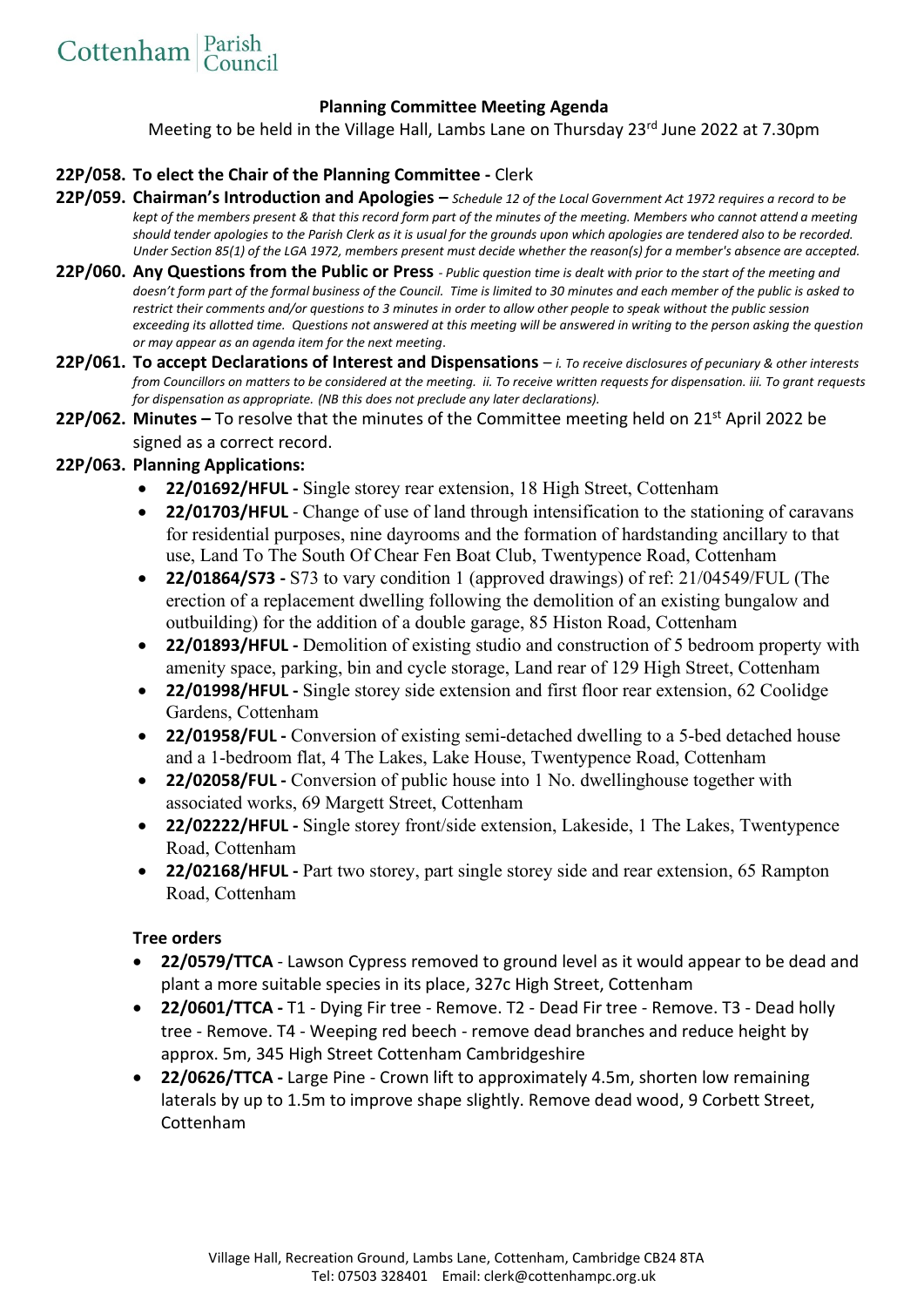Cottenham Parish Council

## Planning Committee Meeting Agenda

Meeting to be held in the Village Hall, Lambs Lane on Thursday 23rd June 2022 at 7.30pm

**22P/058. To elect the Chair of the Planning Committee -** Clerk

**22P/059. Chairman's Introduction and Apologies –** *Schedule 12 of the Local Government Act 1972 requires a record to be kept of the members present & that this record form part of the minutes of the meeting. Members who cannot attend a meeting should tender apologies to the Parish Clerk as it is usual for the grounds upon which apologies are tendered also to be recorded. Under Section 85(1) of the LGA 1972, members present must decide whether the reason(s) for a member's absence are accepted.*

**22P/060. Any Questions from the Public or Press** - *Public question time is dealt with prior to the start of the meeting and doesn't form part of the formal business of the Council. Time is limited to 30 minutes and each member of the public is asked to restrict their comments and/or questions to 3 minutes in order to allow other people to speak without the public session exceeding its allotted time. Questions not answered at this meeting will be answered in writing to the person asking the question or may appear as an agenda item for the next meeting.*

**22P/061. To accept Declarations of Interest and Dispensations** – *i. To receive disclosures of pecuniary & other interests from Councillors on matters to be considered at the meeting. ii. To receive written requests for dispensation. iii. To grant requests for dispensation as appropriate. (NB this does not preclude any later declarations).*

**22P/062. Minutes –** To resolve that the minutes of the Committee meeting held on 21st April 2022 be signed as a correct record.

**22P/063. Planning Applications:**

- **22/01692/HFUL -** Single storey rear extension, 18 High Street, Cottenham
- **22/01703/HFUL** - Change of use of land through intensification to the stationing of caravans for residential purposes, nine dayrooms and the formation of hardstanding ancillary to that use, Land To The South Of Chear Fen Boat Club, Twentypence Road, Cottenham
- **22/01864/S73 -** S73 to vary condition 1 (approved drawings) of ref: 21/04549/FUL (The erection of a replacement dwelling following the demolition of an existing bungalow and outbuilding) for the addition of a double garage, 85 Histon Road, Cottenham
- **22/01893/HFUL -** Demolition of existing studio and construction of 5 bedroom property with amenity space, parking, bin and cycle storage, Land rear of 129 High Street, Cottenham
- **22/01998/HFUL -** Single storey side extension and first floor rear extension, 62 Coolidge Gardens, Cottenham
- **22/01958/FUL -** Conversion of existing semi-detached dwelling to a 5-bed detached house and a 1-bedroom flat, 4 The Lakes, Lake House, Twentypence Road, Cottenham
- **22/02058/FUL -** Conversion of public house into 1 No. dwellinghouse together with associated works, 69 Margett Street, Cottenham
- **22/02222/HFUL -** Single storey front/side extension, Lakeside, 1 The Lakes, Twentypence Road, Cottenham
- **22/02168/HFUL -** Part two storey, part single storey side and rear extension, 65 Rampton Road, Cottenham

**Tree orders**

- **22/0579/TTCA** - Lawson Cypress removed to ground level as it would appear to be dead and plant a more suitable species in its place, 327c High Street, Cottenham
- **22/0601/TTCA -** T1 - Dying Fir tree - Remove. T2 - Dead Fir tree - Remove. T3 - Dead holly tree - Remove. T4 - Weeping red beech - remove dead branches and reduce height by approx. 5m, 345 High Street Cottenham Cambridgeshire
- **22/0626/TTCA -** Large Pine - Crown lift to approximately 4.5m, shorten low remaining laterals by up to 1.5m to improve shape slightly. Remove dead wood, 9 Corbett Street, Cottenham

Village Hall, Recreation Ground, Lambs Lane, Cottenham, Cambridge CB24 8TA
Tel: 07503 328401 Email: clerk@cottenhampc.org.uk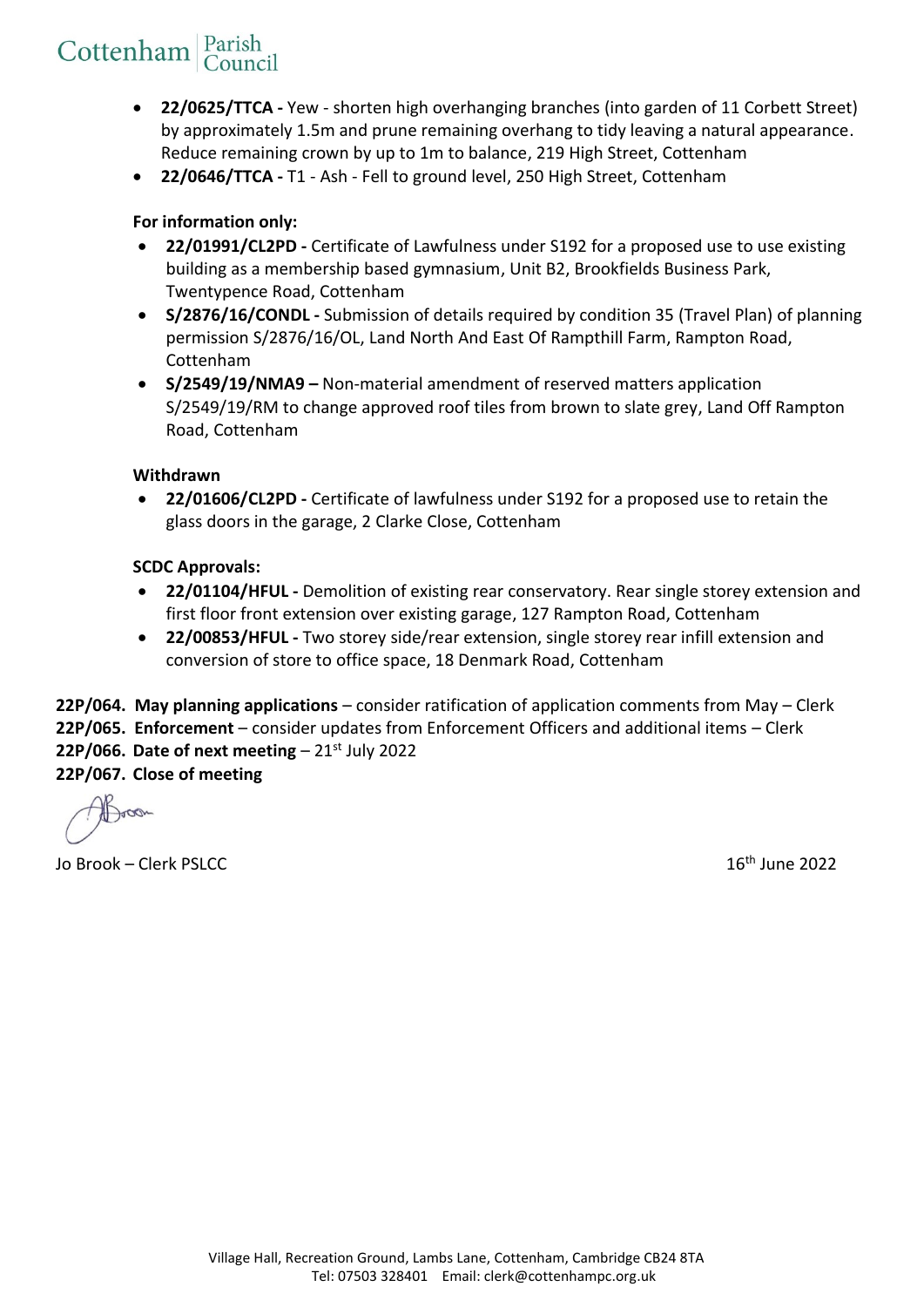- **22/0625/TTCA -** Yew - shorten high overhanging branches (into garden of 11 Corbett Street) by approximately 1.5m and prune remaining overhang to tidy leaving a natural appearance. Reduce remaining crown by up to 1m to balance, 219 High Street, Cottenham
- **22/0646/TTCA -** T1 - Ash - Fell to ground level, 250 High Street, Cottenham

**For information only:**

- **22/01991/CL2PD -** Certificate of Lawfulness under S192 for a proposed use to use existing building as a membership based gymnasium, Unit B2, Brookfields Business Park, Twentypence Road, Cottenham
- **S/2876/16/CONDL -** Submission of details required by condition 35 (Travel Plan) of planning permission S/2876/16/OL, Land North And East Of Rampthill Farm, Rampton Road, Cottenham
- **S/2549/19/NMA9 –** Non-material amendment of reserved matters application S/2549/19/RM to change approved roof tiles from brown to slate grey, Land Off Rampton Road, Cottenham

**Withdrawn**

- **22/01606/CL2PD -** Certificate of lawfulness under S192 for a proposed use to retain the glass doors in the garage, 2 Clarke Close, Cottenham

**SCDC Approvals:**

- **22/01104/HFUL -** Demolition of existing rear conservatory. Rear single storey extension and first floor front extension over existing garage, 127 Rampton Road, Cottenham
- **22/00853/HFUL -** Two storey side/rear extension, single storey rear infill extension and conversion of store to office space, 18 Denmark Road, Cottenham

**22P/064. May planning applications** – consider ratification of application comments from May – Clerk
**22P/065. Enforcement** – consider updates from Enforcement Officers and additional items – Clerk
**22P/066. Date of next meeting** – 21st July 2022
**22P/067. Close of meeting**

Jo Brook – Clerk PSLCC

16th June 2022